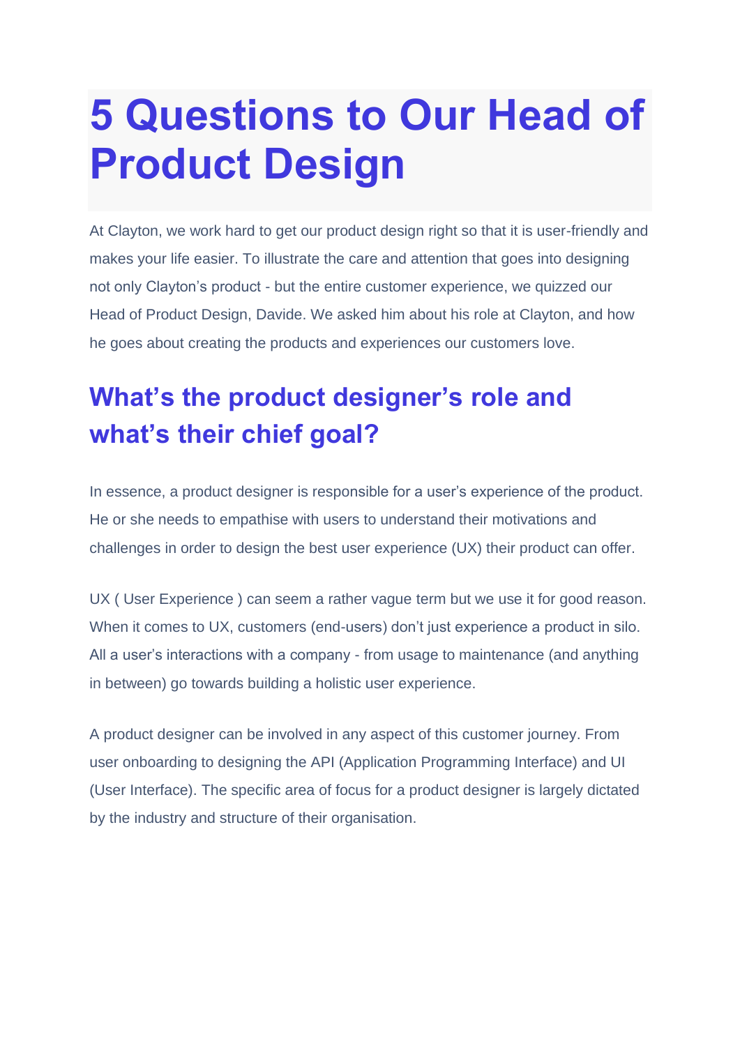# 5 Questions to Our Head of Product Design

At Clayton, we work hard to get our product design right so that it is user-friendly and makes your life easier. To illustrate the care and attention that goes into designing not only Clayton's product - but the entire customer experience, we quizzed our Head of Product Design, Davide. We asked him about his role at Clayton, and how he goes about creating the products and experiences our customers love.

## What's the product designer's role and what's their chief goal?

In essence, a product designer is responsible for a user's experience of the product. He or she needs to empathise with users to understand their motivations and challenges in order to design the best user experience (UX) their product can offer.

UX ( User Experience ) can seem a rather vague term but we use it for good reason. When it comes to UX, customers (end-users) don't just experience a product in silo. All a user's interactions with a company - from usage to maintenance (and anything in between) go towards building a holistic user experience.

A product designer can be involved in any aspect of this customer journey. From user onboarding to designing the API (Application Programming Interface) and UI (User Interface). The specific area of focus for a product designer is largely dictated by the industry and structure of their organisation.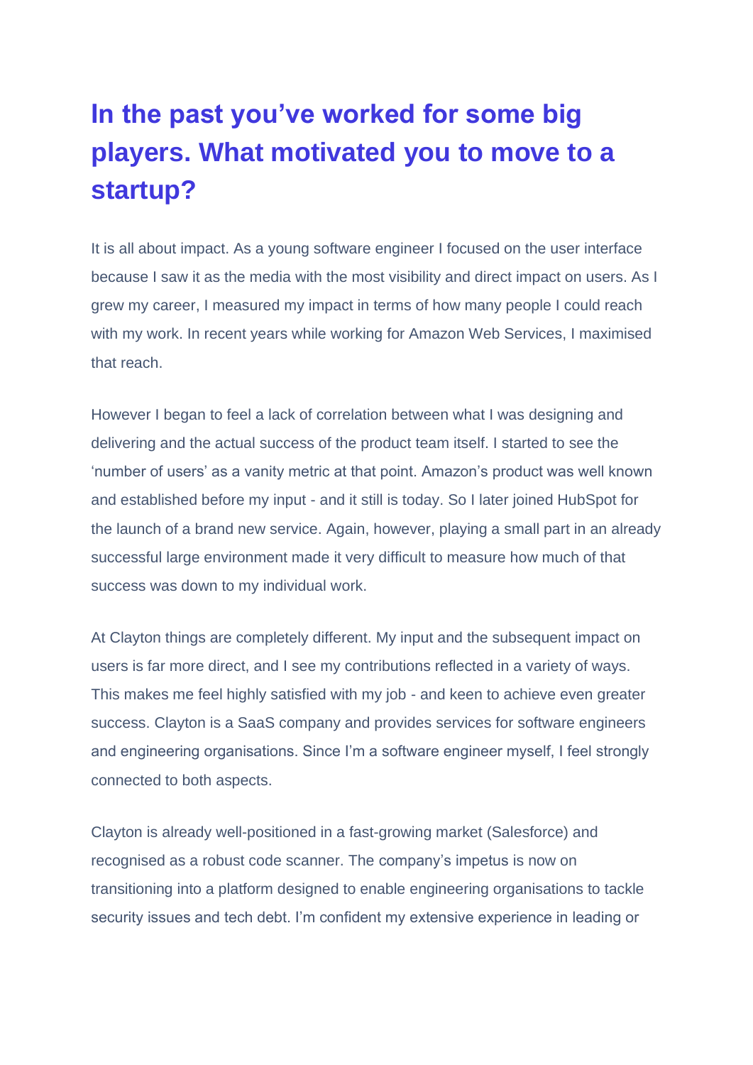## In the past you've worked for some big players. What motivated you to move to a startup?

It is all about impact. As a young software engineer I focused on the user interface because I saw it as the media with the most visibility and direct impact on users. As I grew my career, I measured my impact in terms of how many people I could reach with my work. In recent years while working for Amazon Web Services, I maximised that reach.

However I began to feel a lack of correlation between what I was designing and delivering and the actual success of the product team itself. I started to see the 'number of users' as a vanity metric at that point. Amazon's product was well known and established before my input - and it still is today. So I later joined HubSpot for the launch of a brand new service. Again, however, playing a small part in an already successful large environment made it very difficult to measure how much of that success was down to my individual work.

At Clayton things are completely different. My input and the subsequent impact on users is far more direct, and I see my contributions reflected in a variety of ways. This makes me feel highly satisfied with my job - and keen to achieve even greater success. Clayton is a SaaS company and provides services for software engineers and engineering organisations. Since I'm a software engineer myself, I feel strongly connected to both aspects.

Clayton is already well-positioned in a fast-growing market (Salesforce) and recognised as a robust code scanner. The company's impetus is now on transitioning into a platform designed to enable engineering organisations to tackle security issues and tech debt. I'm confident my extensive experience in leading or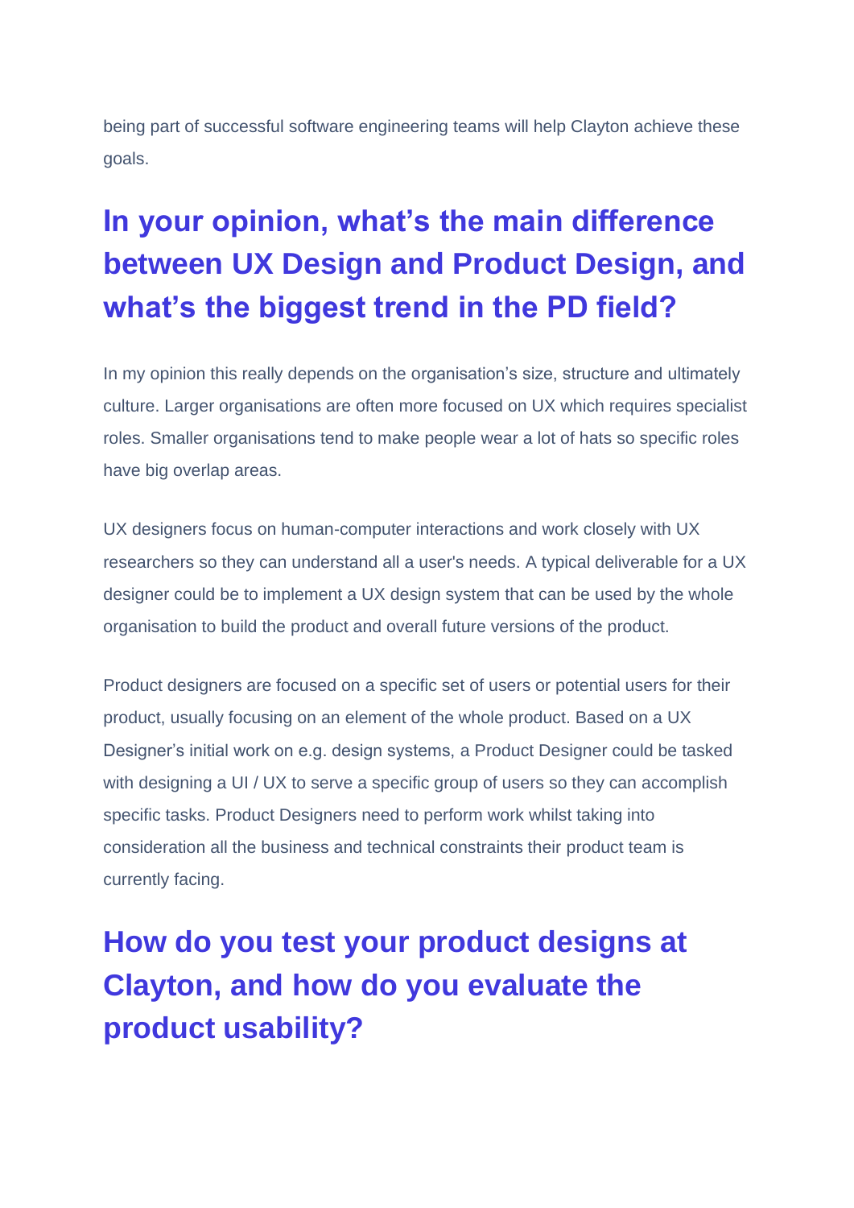being part of successful software engineering teams will help Clayton achieve these goals.

## In your opinion, what’s the main difference between UX Design and Product Design, and what’s the biggest trend in the PD field?

In my opinion this really depends on the organisation’s size, structure and ultimately culture. Larger organisations are often more focused on UX which requires specialist roles. Smaller organisations tend to make people wear a lot of hats so specific roles have big overlap areas.

UX designers focus on human-computer interactions and work closely with UX researchers so they can understand all a user's needs. A typical deliverable for a UX designer could be to implement a UX design system that can be used by the whole organisation to build the product and overall future versions of the product.

Product designers are focused on a specific set of users or potential users for their product, usually focusing on an element of the whole product. Based on a UX Designer’s initial work on e.g. design systems, a Product Designer could be tasked with designing a UI / UX to serve a specific group of users so they can accomplish specific tasks. Product Designers need to perform work whilst taking into consideration all the business and technical constraints their product team is currently facing.

## How do you test your product designs at Clayton, and how do you evaluate the product usability?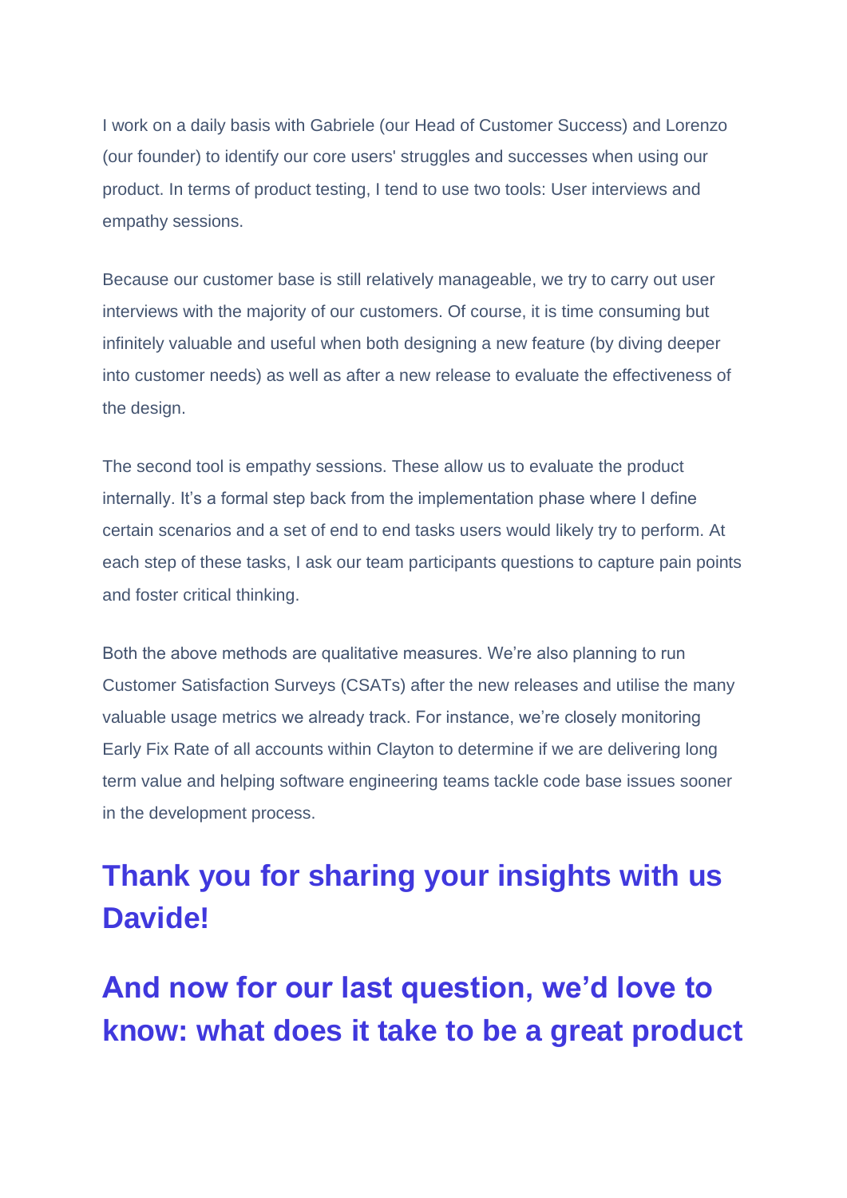I work on a daily basis with Gabriele (our Head of Customer Success) and Lorenzo (our founder) to identify our core users' struggles and successes when using our product. In terms of product testing, I tend to use two tools: User interviews and empathy sessions.

Because our customer base is still relatively manageable, we try to carry out user interviews with the majority of our customers. Of course, it is time consuming but infinitely valuable and useful when both designing a new feature (by diving deeper into customer needs) as well as after a new release to evaluate the effectiveness of the design.

The second tool is empathy sessions. These allow us to evaluate the product internally. It's a formal step back from the implementation phase where I define certain scenarios and a set of end to end tasks users would likely try to perform. At each step of these tasks, I ask our team participants questions to capture pain points and foster critical thinking.

Both the above methods are qualitative measures. We're also planning to run Customer Satisfaction Surveys (CSATs) after the new releases and utilise the many valuable usage metrics we already track. For instance, we're closely monitoring Early Fix Rate of all accounts within Clayton to determine if we are delivering long term value and helping software engineering teams tackle code base issues sooner in the development process.

## Thank you for sharing your insights with us Davide!

## And now for our last question, we'd love to know: what does it take to be a great product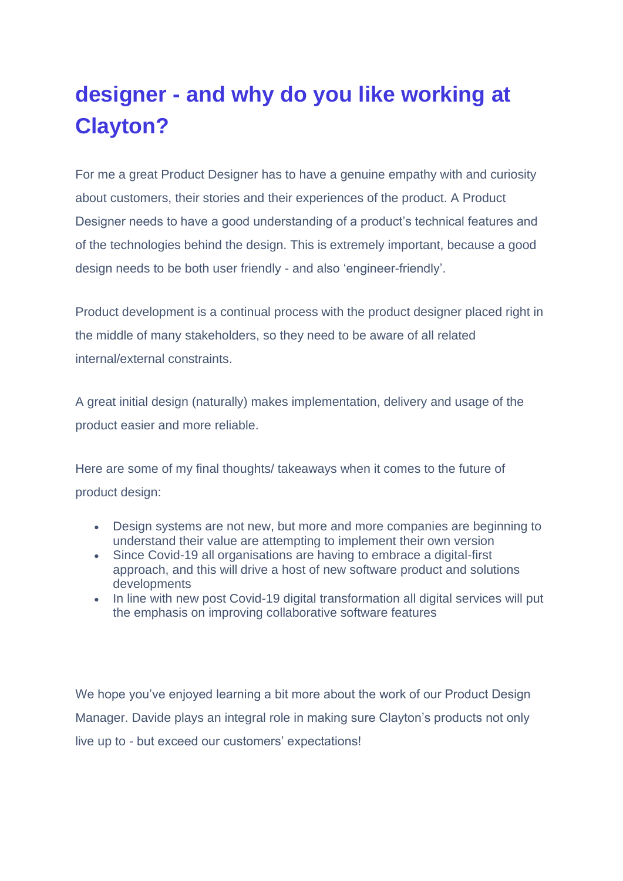## designer - and why do you like working at Clayton?

For me a great Product Designer has to have a genuine empathy with and curiosity about customers, their stories and their experiences of the product. A Product Designer needs to have a good understanding of a product's technical features and of the technologies behind the design. This is extremely important, because a good design needs to be both user friendly - and also 'engineer-friendly'.

Product development is a continual process with the product designer placed right in the middle of many stakeholders, so they need to be aware of all related internal/external constraints.

A great initial design (naturally) makes implementation, delivery and usage of the product easier and more reliable.

Here are some of my final thoughts/ takeaways when it comes to the future of product design:

- Design systems are not new, but more and more companies are beginning to understand their value are attempting to implement their own version
- Since Covid-19 all organisations are having to embrace a digital-first approach, and this will drive a host of new software product and solutions developments
- In line with new post Covid-19 digital transformation all digital services will put the emphasis on improving collaborative software features

We hope you've enjoyed learning a bit more about the work of our Product Design Manager. Davide plays an integral role in making sure Clayton's products not only live up to - but exceed our customers' expectations!